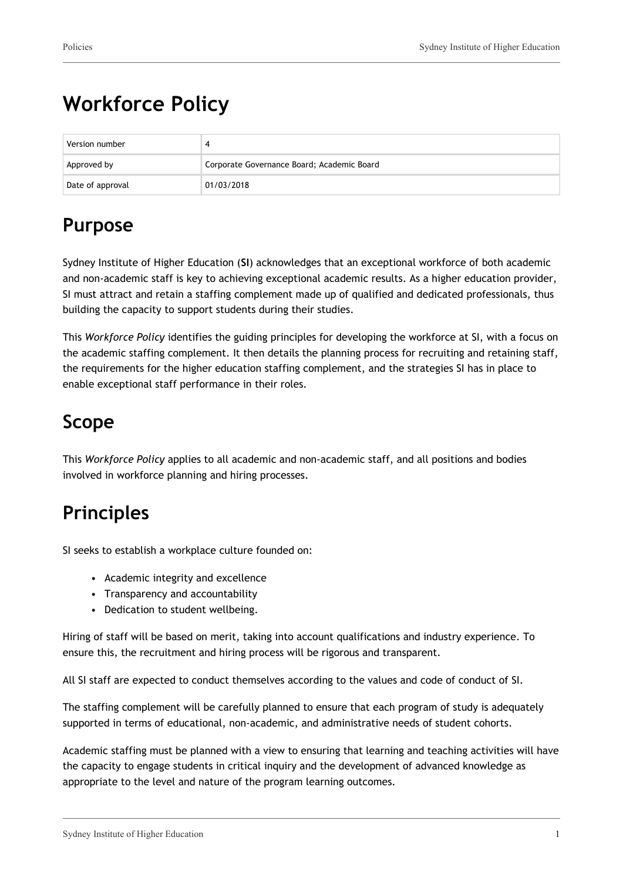# Workforce Policy

| Version number | 4 |
| --- | --- |
| Approved by | Corporate Governance Board; Academic Board |
| Date of approval | 01/03/2018 |

## Purpose

Sydney Institute of Higher Education (**SI**) acknowledges that an exceptional workforce of both academic and non-academic staff is key to achieving exceptional academic results. As a higher education provider, SI must attract and retain a staffing complement made up of qualified and dedicated professionals, thus building the capacity to support students during their studies.

This *Workforce Policy* identifies the guiding principles for developing the workforce at SI, with a focus on the academic staffing complement. It then details the planning process for recruiting and retaining staff, the requirements for the higher education staffing complement, and the strategies SI has in place to enable exceptional staff performance in their roles.

## Scope

This *Workforce Policy* applies to all academic and non-academic staff, and all positions and bodies involved in workforce planning and hiring processes.

## Principles

SI seeks to establish a workplace culture founded on:

- Academic integrity and excellence
- Transparency and accountability
- Dedication to student wellbeing.

Hiring of staff will be based on merit, taking into account qualifications and industry experience. To ensure this, the recruitment and hiring process will be rigorous and transparent.

All SI staff are expected to conduct themselves according to the values and code of conduct of SI.

The staffing complement will be carefully planned to ensure that each program of study is adequately supported in terms of educational, non-academic, and administrative needs of student cohorts.

Academic staffing must be planned with a view to ensuring that learning and teaching activities will have the capacity to engage students in critical inquiry and the development of advanced knowledge as appropriate to the level and nature of the program learning outcomes.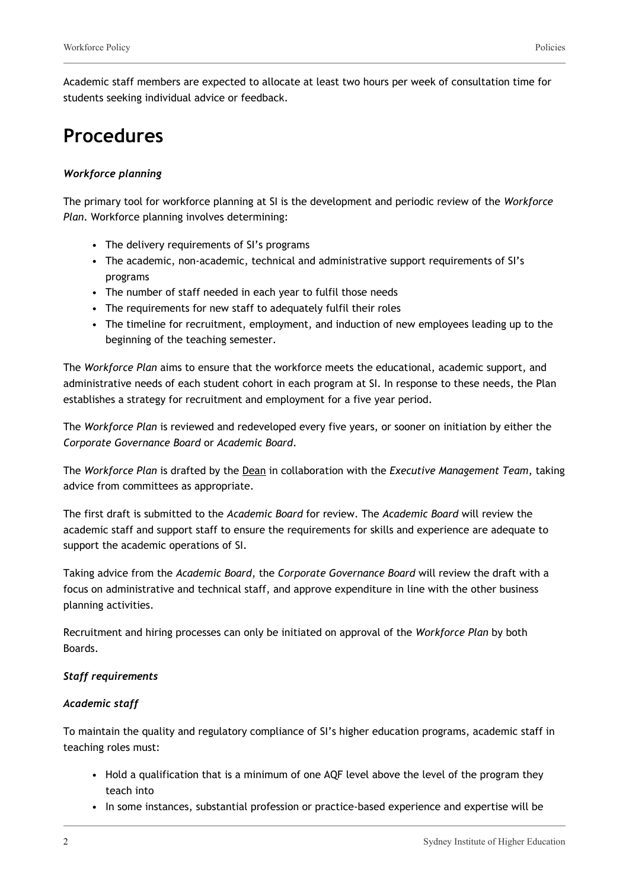Academic staff members are expected to allocate at least two hours per week of consultation time for students seeking individual advice or feedback.

# Procedures

***Workforce planning***

The primary tool for workforce planning at SI is the development and periodic review of the *Workforce Plan*. Workforce planning involves determining:

- The delivery requirements of SI's programs
- The academic, non-academic, technical and administrative support requirements of SI's programs
- The number of staff needed in each year to fulfil those needs
- The requirements for new staff to adequately fulfil their roles
- The timeline for recruitment, employment, and induction of new employees leading up to the beginning of the teaching semester.

The *Workforce Plan* aims to ensure that the workforce meets the educational, academic support, and administrative needs of each student cohort in each program at SI. In response to these needs, the Plan establishes a strategy for recruitment and employment for a five year period.

The *Workforce Plan* is reviewed and redeveloped every five years, or sooner on initiation by either the *Corporate Governance Board* or *Academic Board*.

The *Workforce Plan* is drafted by the Dean in collaboration with the *Executive Management Team*, taking advice from committees as appropriate.

The first draft is submitted to the *Academic Board* for review. The *Academic Board* will review the academic staff and support staff to ensure the requirements for skills and experience are adequate to support the academic operations of SI.

Taking advice from the *Academic Board*, the *Corporate Governance Board* will review the draft with a focus on administrative and technical staff, and approve expenditure in line with the other business planning activities.

Recruitment and hiring processes can only be initiated on approval of the *Workforce Plan* by both Boards.

***Staff requirements***

***Academic staff***

To maintain the quality and regulatory compliance of SI's higher education programs, academic staff in teaching roles must:

- Hold a qualification that is a minimum of one AQF level above the level of the program they teach into
- In some instances, substantial profession or practice-based experience and expertise will be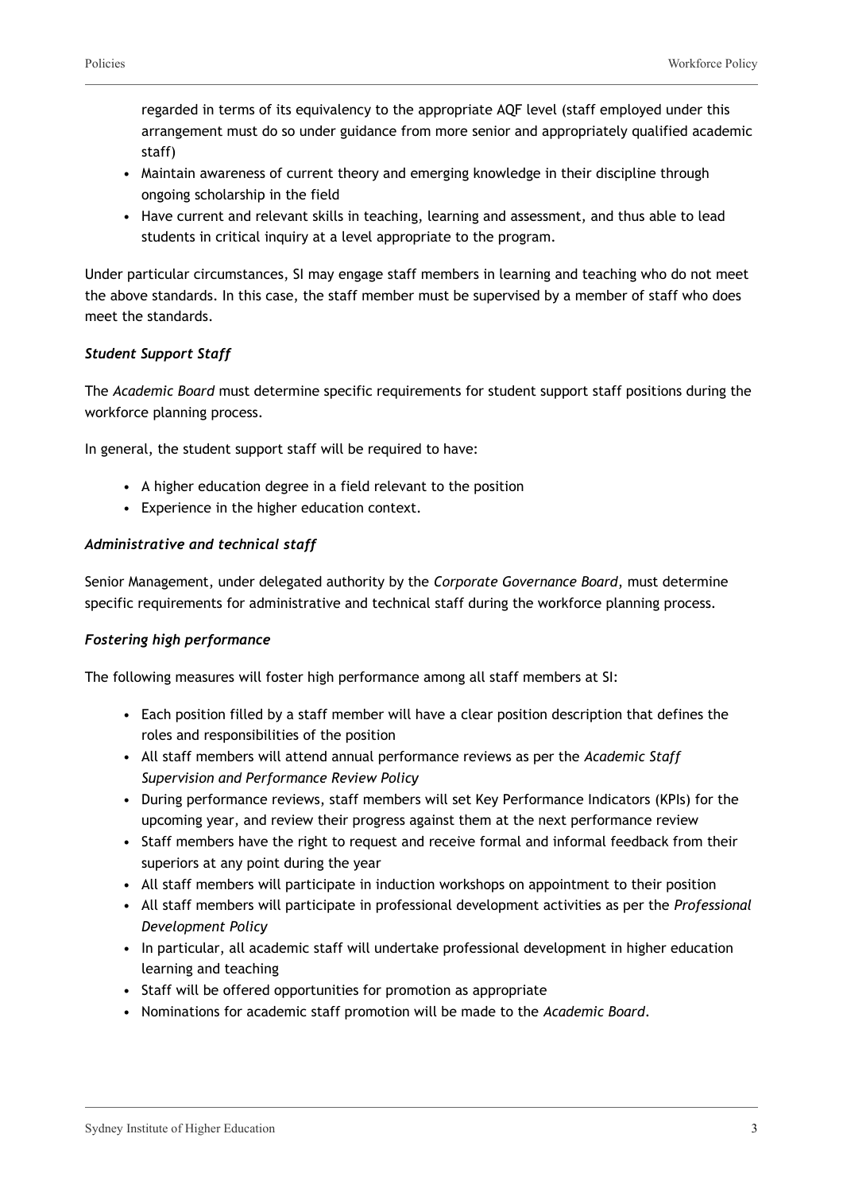regarded in terms of its equivalency to the appropriate AQF level (staff employed under this arrangement must do so under guidance from more senior and appropriately qualified academic staff)
- Maintain awareness of current theory and emerging knowledge in their discipline through ongoing scholarship in the field
- Have current and relevant skills in teaching, learning and assessment, and thus able to lead students in critical inquiry at a level appropriate to the program.

Under particular circumstances, SI may engage staff members in learning and teaching who do not meet the above standards. In this case, the staff member must be supervised by a member of staff who does meet the standards.

***Student Support Staff***

The *Academic Board* must determine specific requirements for student support staff positions during the workforce planning process.

In general, the student support staff will be required to have:

- A higher education degree in a field relevant to the position
- Experience in the higher education context.

***Administrative and technical staff***

Senior Management, under delegated authority by the *Corporate Governance Board*, must determine specific requirements for administrative and technical staff during the workforce planning process.

***Fostering high performance***

The following measures will foster high performance among all staff members at SI:

- Each position filled by a staff member will have a clear position description that defines the roles and responsibilities of the position
- All staff members will attend annual performance reviews as per the *Academic Staff Supervision and Performance Review Policy*
- During performance reviews, staff members will set Key Performance Indicators (KPIs) for the upcoming year, and review their progress against them at the next performance review
- Staff members have the right to request and receive formal and informal feedback from their superiors at any point during the year
- All staff members will participate in induction workshops on appointment to their position
- All staff members will participate in professional development activities as per the *Professional Development Policy*
- In particular, all academic staff will undertake professional development in higher education learning and teaching
- Staff will be offered opportunities for promotion as appropriate
- Nominations for academic staff promotion will be made to the *Academic Board*.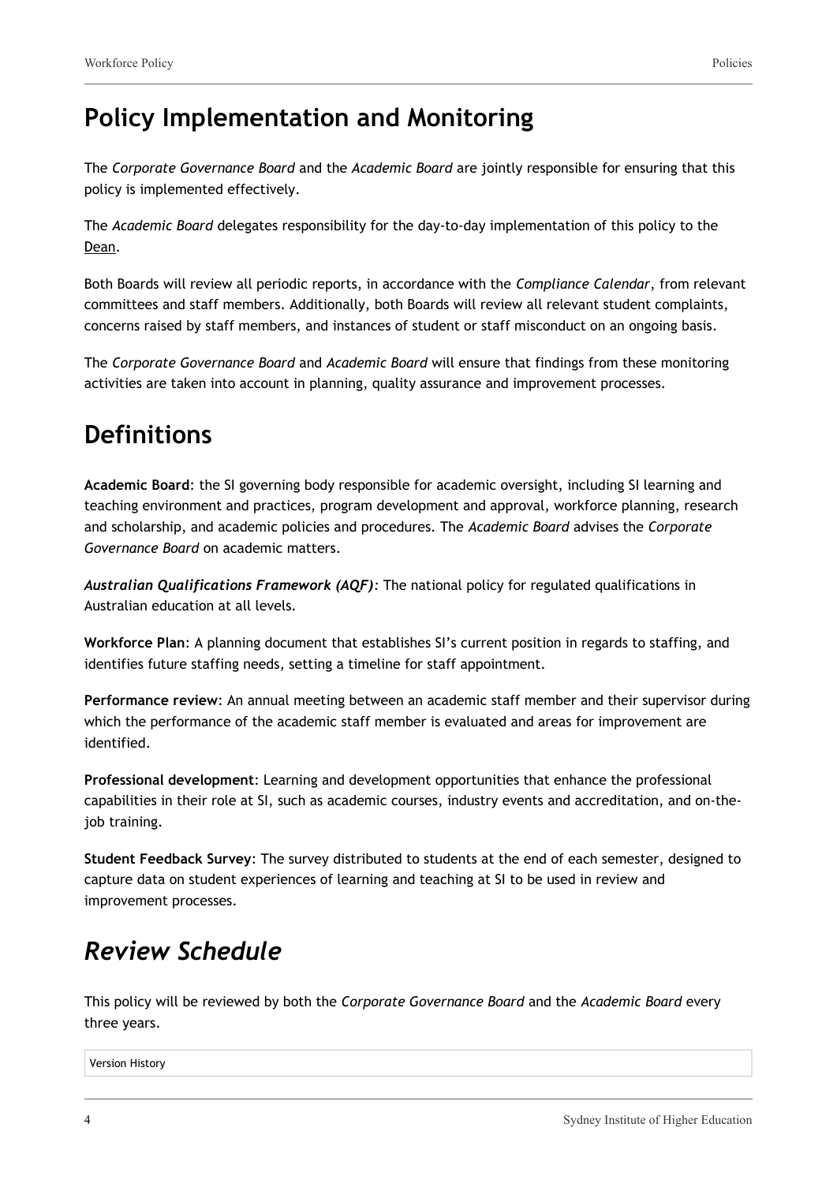## Policy Implementation and Monitoring

The *Corporate Governance Board* and the *Academic Board* are jointly responsible for ensuring that this policy is implemented effectively.

The *Academic Board* delegates responsibility for the day-to-day implementation of this policy to the Dean.

Both Boards will review all periodic reports, in accordance with the *Compliance Calendar*, from relevant committees and staff members. Additionally, both Boards will review all relevant student complaints, concerns raised by staff members, and instances of student or staff misconduct on an ongoing basis.

The *Corporate Governance Board* and *Academic Board* will ensure that findings from these monitoring activities are taken into account in planning, quality assurance and improvement processes.

## Definitions

**Academic Board**: the SI governing body responsible for academic oversight, including SI learning and teaching environment and practices, program development and approval, workforce planning, research and scholarship, and academic policies and procedures. The *Academic Board* advises the *Corporate Governance Board* on academic matters.

***Australian Qualifications Framework (AQF)***: The national policy for regulated qualifications in Australian education at all levels.

**Workforce Plan**: A planning document that establishes SI's current position in regards to staffing, and identifies future staffing needs, setting a timeline for staff appointment.

**Performance review**: An annual meeting between an academic staff member and their supervisor during which the performance of the academic staff member is evaluated and areas for improvement are identified.

**Professional development**: Learning and development opportunities that enhance the professional capabilities in their role at SI, such as academic courses, industry events and accreditation, and on-the-job training.

**Student Feedback Survey**: The survey distributed to students at the end of each semester, designed to capture data on student experiences of learning and teaching at SI to be used in review and improvement processes.

## *Review Schedule*

This policy will be reviewed by both the *Corporate Governance Board* and the *Academic Board* every three years.

| Version History |
| --- |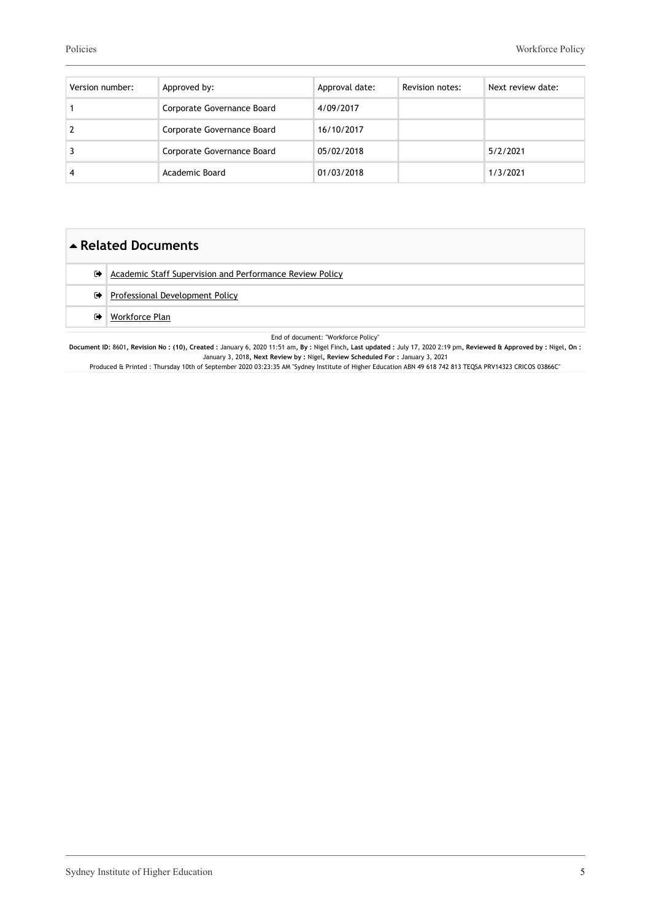| Version number: | Approved by: | Approval date: | Revision notes: | Next review date: |
|---|---|---|---|---|
| 1 | Corporate Governance Board | 4/09/2017 | | |
| 2 | Corporate Governance Board | 16/10/2017 | | |
| 3 | Corporate Governance Board | 05/02/2018 | | 5/2/2021 |
| 4 | Academic Board | 01/03/2018 | | 1/3/2021 |

## Related Documents

- Academic Staff Supervision and Performance Review Policy
- Professional Development Policy
- Workforce Plan

End of document: "Workforce Policy"

**Document ID:** 8601, **Revision No : (10), Created :** January 6, 2020 11:51 am, **By :** Nigel Finch, **Last updated :** July 17, 2020 2:19 pm, **Reviewed & Approved by :** Nigel, **On :** January 3, 2018, **Next Review by :** Nigel, **Review Scheduled For :** January 3, 2021

Produced & Printed : Thursday 10th of September 2020 03:23:35 AM "Sydney Institute of Higher Education ABN 49 618 742 813 TEQSA PRV14323 CRICOS 03866C"